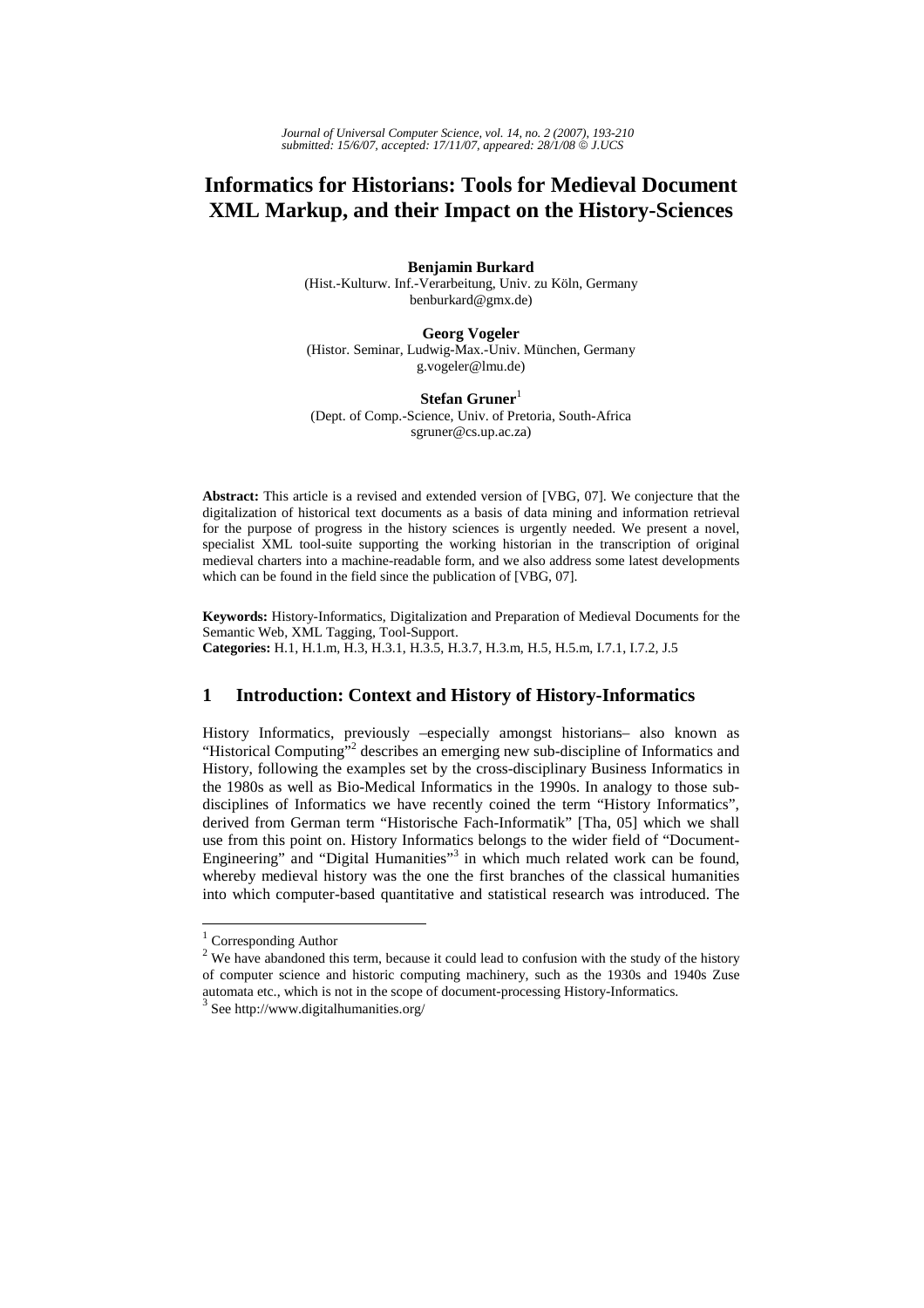# Informatics for Historians: Tools for Medieval Document XML Markup, and their Impact on the History-Sciences

**Benjamin Burkard**
(Hist.-Kulturw. Inf.-Verarbeitung, Univ. zu Köln, Germany
benburkard@gmx.de)

**Georg Vogeler**
(Histor. Seminar, Ludwig-Max.-Univ. München, Germany
g.vogeler@lmu.de)

**Stefan Gruner**[1]
(Dept. of Comp.-Science, Univ. of Pretoria, South-Africa
sgruner@cs.up.ac.za)

**Abstract:** This article is a revised and extended version of [VBG, 07]. We conjecture that the digitalization of historical text documents as a basis of data mining and information retrieval for the purpose of progress in the history sciences is urgently needed. We present a novel, specialist XML tool-suite supporting the working historian in the transcription of original medieval charters into a machine-readable form, and we also address some latest developments which can be found in the field since the publication of [VBG, 07].

**Keywords:** History-Informatics, Digitalization and Preparation of Medieval Documents for the Semantic Web, XML Tagging, Tool-Support.
**Categories:** H.1, H.1.m, H.3, H.3.1, H.3.5, H.3.7, H.3.m, H.5, H.5.m, I.7.1, I.7.2, J.5

## 1 Introduction: Context and History of History-Informatics

History Informatics, previously –especially amongst historians– also known as "Historical Computing"[2] describes an emerging new sub-discipline of Informatics and History, following the examples set by the cross-disciplinary Business Informatics in the 1980s as well as Bio-Medical Informatics in the 1990s. In analogy to those sub-disciplines of Informatics we have recently coined the term "History Informatics", derived from German term "Historische Fach-Informatik" [Tha, 05] which we shall use from this point on. History Informatics belongs to the wider field of "Document-Engineering" and "Digital Humanities"[3] in which much related work can be found, whereby medieval history was the one the first branches of the classical humanities into which computer-based quantitative and statistical research was introduced. The

---

[1] Corresponding Author

[2] We have abandoned this term, because it could lead to confusion with the study of the history of computer science and historic computing machinery, such as the 1930s and 1940s Zuse automata etc., which is not in the scope of document-processing History-Informatics.

[3] See http://www.digitalhumanities.org/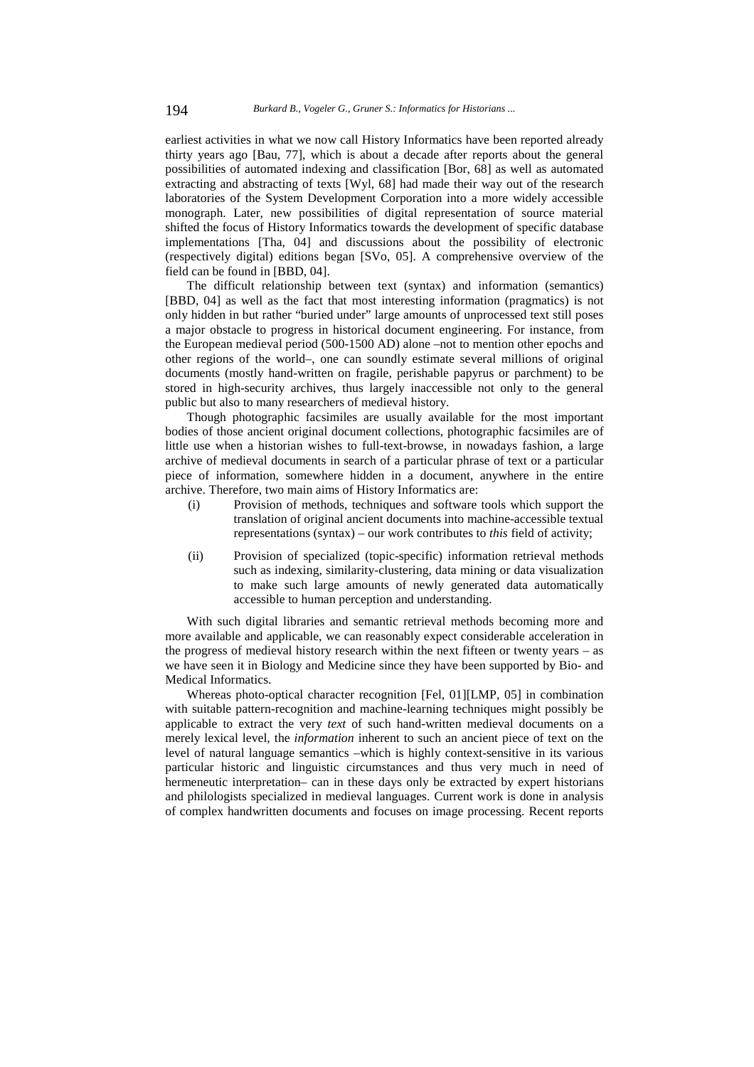earliest activities in what we now call History Informatics have been reported already thirty years ago [Bau, 77], which is about a decade after reports about the general possibilities of automated indexing and classification [Bor, 68] as well as automated extracting and abstracting of texts [Wyl, 68] had made their way out of the research laboratories of the System Development Corporation into a more widely accessible monograph. Later, new possibilities of digital representation of source material shifted the focus of History Informatics towards the development of specific database implementations [Tha, 04] and discussions about the possibility of electronic (respectively digital) editions began [SVo, 05]. A comprehensive overview of the field can be found in [BBD, 04].

The difficult relationship between text (syntax) and information (semantics) [BBD, 04] as well as the fact that most interesting information (pragmatics) is not only hidden in but rather "buried under" large amounts of unprocessed text still poses a major obstacle to progress in historical document engineering. For instance, from the European medieval period (500-1500 AD) alone –not to mention other epochs and other regions of the world–, one can soundly estimate several millions of original documents (mostly hand-written on fragile, perishable papyrus or parchment) to be stored in high-security archives, thus largely inaccessible not only to the general public but also to many researchers of medieval history.

Though photographic facsimiles are usually available for the most important bodies of those ancient original document collections, photographic facsimiles are of little use when a historian wishes to full-text-browse, in nowadays fashion, a large archive of medieval documents in search of a particular phrase of text or a particular piece of information, somewhere hidden in a document, anywhere in the entire archive. Therefore, two main aims of History Informatics are:

(i) Provision of methods, techniques and software tools which support the translation of original ancient documents into machine-accessible textual representations (syntax) – our work contributes to *this* field of activity;

(ii) Provision of specialized (topic-specific) information retrieval methods such as indexing, similarity-clustering, data mining or data visualization to make such large amounts of newly generated data automatically accessible to human perception and understanding.

With such digital libraries and semantic retrieval methods becoming more and more available and applicable, we can reasonably expect considerable acceleration in the progress of medieval history research within the next fifteen or twenty years – as we have seen it in Biology and Medicine since they have been supported by Bio- and Medical Informatics.

Whereas photo-optical character recognition [Fel, 01][LMP, 05] in combination with suitable pattern-recognition and machine-learning techniques might possibly be applicable to extract the very *text* of such hand-written medieval documents on a merely lexical level, the *information* inherent to such an ancient piece of text on the level of natural language semantics –which is highly context-sensitive in its various particular historic and linguistic circumstances and thus very much in need of hermeneutic interpretation– can in these days only be extracted by expert historians and philologists specialized in medieval languages. Current work is done in analysis of complex handwritten documents and focuses on image processing. Recent reports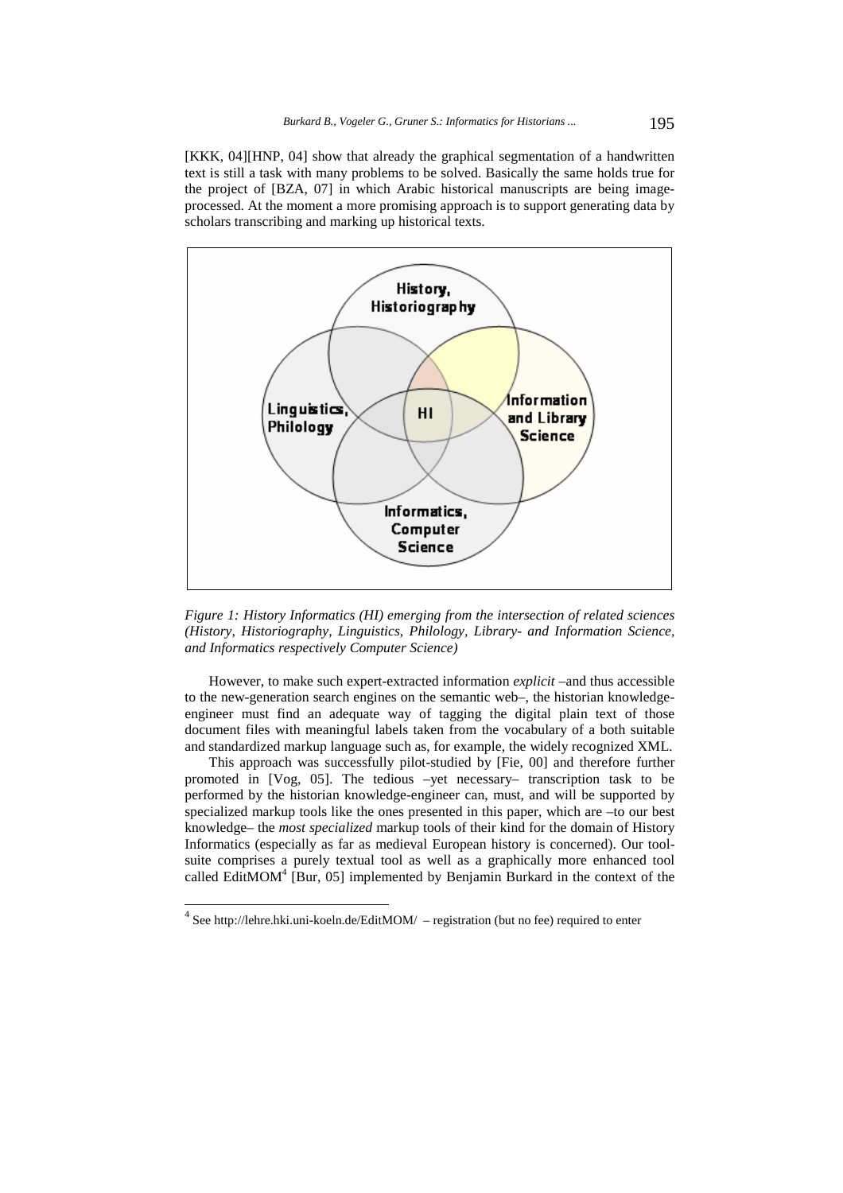[KKK, 04][HNP, 04] show that already the graphical segmentation of a handwritten text is still a task with many problems to be solved. Basically the same holds true for the project of [BZA, 07] in which Arabic historical manuscripts are being image-processed. At the moment a more promising approach is to support generating data by scholars transcribing and marking up historical texts.

*Figure 1: History Informatics (HI) emerging from the intersection of related sciences (History, Historiography, Linguistics, Philology, Library- and Information Science, and Informatics respectively Computer Science)*

However, to make such expert-extracted information *explicit* –and thus accessible to the new-generation search engines on the semantic web–, the historian knowledge-engineer must find an adequate way of tagging the digital plain text of those document files with meaningful labels taken from the vocabulary of a both suitable and standardized markup language such as, for example, the widely recognized XML.

This approach was successfully pilot-studied by [Fie, 00] and therefore further promoted in [Vog, 05]. The tedious –yet necessary– transcription task to be performed by the historian knowledge-engineer can, must, and will be supported by specialized markup tools like the ones presented in this paper, which are –to our best knowledge– the *most specialized* markup tools of their kind for the domain of History Informatics (especially as far as medieval European history is concerned). Our tool-suite comprises a purely textual tool as well as a graphically more enhanced tool called EditMOM[4] [Bur, 05] implemented by Benjamin Burkard in the context of the

[4] See http://lehre.hki.uni-koeln.de/EditMOM/ – registration (but no fee) required to enter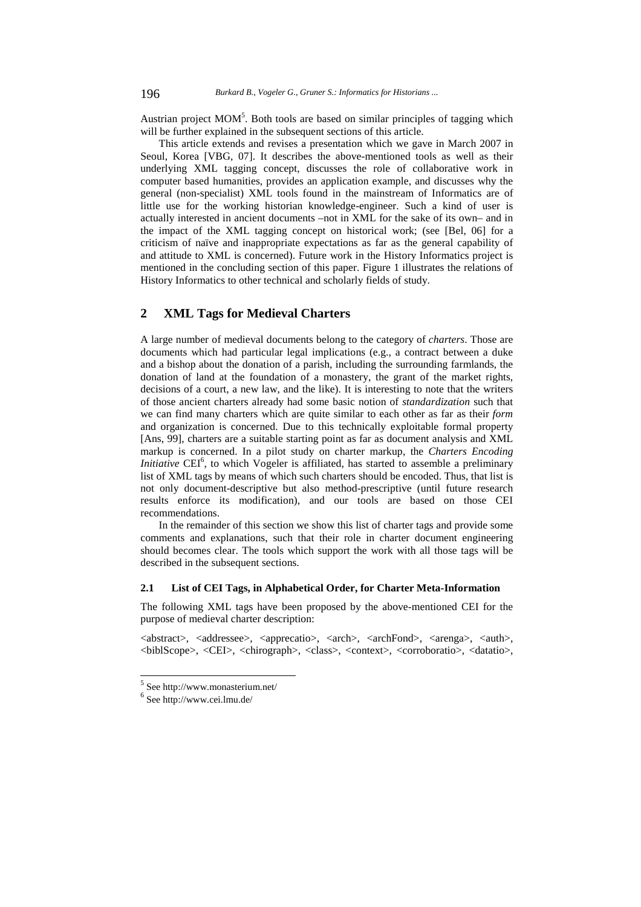Austrian project MOM[5]. Both tools are based on similar principles of tagging which will be further explained in the subsequent sections of this article.

This article extends and revises a presentation which we gave in March 2007 in Seoul, Korea [VBG, 07]. It describes the above-mentioned tools as well as their underlying XML tagging concept, discusses the role of collaborative work in computer based humanities, provides an application example, and discusses why the general (non-specialist) XML tools found in the mainstream of Informatics are of little use for the working historian knowledge-engineer. Such a kind of user is actually interested in ancient documents –not in XML for the sake of its own– and in the impact of the XML tagging concept on historical work; (see [Bel, 06] for a criticism of naïve and inappropriate expectations as far as the general capability of and attitude to XML is concerned). Future work in the History Informatics project is mentioned in the concluding section of this paper. Figure 1 illustrates the relations of History Informatics to other technical and scholarly fields of study.

## 2 XML Tags for Medieval Charters

A large number of medieval documents belong to the category of *charters*. Those are documents which had particular legal implications (e.g., a contract between a duke and a bishop about the donation of a parish, including the surrounding farmlands, the donation of land at the foundation of a monastery, the grant of the market rights, decisions of a court, a new law, and the like). It is interesting to note that the writers of those ancient charters already had some basic notion of *standardization* such that we can find many charters which are quite similar to each other as far as their *form* and organization is concerned. Due to this technically exploitable formal property [Ans, 99], charters are a suitable starting point as far as document analysis and XML markup is concerned. In a pilot study on charter markup, the *Charters Encoding Initiative* CEI[6], to which Vogeler is affiliated, has started to assemble a preliminary list of XML tags by means of which such charters should be encoded. Thus, that list is not only document-descriptive but also method-prescriptive (until future research results enforce its modification), and our tools are based on those CEI recommendations.

In the remainder of this section we show this list of charter tags and provide some comments and explanations, such that their role in charter document engineering should becomes clear. The tools which support the work with all those tags will be described in the subsequent sections.

### 2.1 List of CEI Tags, in Alphabetical Order, for Charter Meta-Information

The following XML tags have been proposed by the above-mentioned CEI for the purpose of medieval charter description:

<abstract>, <addressee>, <apprecatio>, <arch>, <archFond>, <arenga>, <auth>, <biblScope>, <CEI>, <chirograph>, <class>, <context>, <corroboratio>, <datatio>,

[5] See http://www.monasterium.net/

[6] See http://www.cei.lmu.de/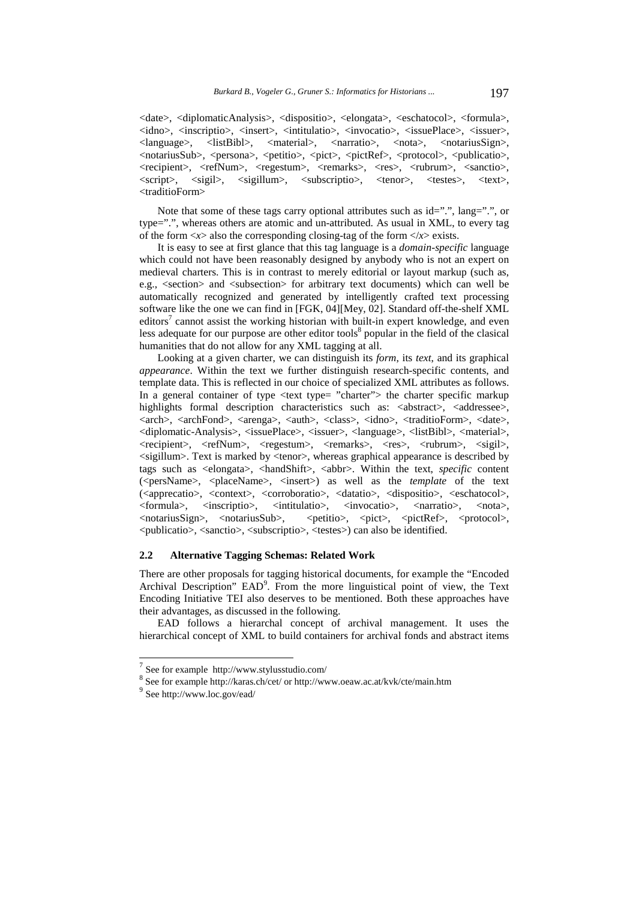<date>, <diplomaticAnalysis>, <dispositio>, <elongata>, <eschatocol>, <formula>, <idno>, <inscriptio>, <insert>, <intitulatio>, <invocatio>, <issuePlace>, <issuer>, <language>, <listBibl>, <material>, <narratio>, <nota>, <notariusSign>, <notariusSub>, <persona>, <petitio>, <pict>, <pictRef>, <protocol>, <publicatio>, <recipient>, <refNum>, <regestum>, <remarks>, <res>, <rubrum>, <sanctio>, <script>, <sigil>, <sigillum>, <subscriptio>, <tenor>, <testes>, <text>, <traditioForm>

Note that some of these tags carry optional attributes such as id=".", lang=".", or type=".", whereas others are atomic and un-attributed. As usual in XML, to every tag of the form <*x*> also the corresponding closing-tag of the form </*x*> exists.

It is easy to see at first glance that this tag language is a *domain-specific* language which could not have been reasonably designed by anybody who is not an expert on medieval charters. This is in contrast to merely editorial or layout markup (such as, e.g., <section> and <subsection> for arbitrary text documents) which can well be automatically recognized and generated by intelligently crafted text processing software like the one we can find in [FGK, 04][Mey, 02]. Standard off-the-shelf XML editors[7] cannot assist the working historian with built-in expert knowledge, and even less adequate for our purpose are other editor tools[8] popular in the field of the clasical humanities that do not allow for any XML tagging at all.

Looking at a given charter, we can distinguish its *form*, its *text*, and its graphical *appearance*. Within the text we further distinguish research-specific contents, and template data. This is reflected in our choice of specialized XML attributes as follows. In a general container of type <text type= "charter"> the charter specific markup highlights formal description characteristics such as: <abstract>, <addressee>, <arch>, <archFond>, <arenga>, <auth>, <class>, <idno>, <traditioForm>, <date>, <diplomatic-Analysis>, <issuePlace>, <issuer>, <language>, <listBibl>, <material>, <recipient>, <refNum>, <regestum>, <remarks>, <res>, <rubrum>, <sigil>, <sigillum>. Text is marked by <tenor>, whereas graphical appearance is described by tags such as <elongata>, <handShift>, <abbr>. Within the text, *specific* content (<persName>, <placeName>, <insert>) as well as the *template* of the text (<apprecatio>, <context>, <corroboratio>, <datatio>, <dispositio>, <eschatocol>, <formula>, <inscriptio>, <intitulatio>, <invocatio>, <narratio>, <nota>, <notariusSign>, <notariusSub>, <petitio>, <pict>, <pictRef>, <protocol>, <publicatio>, <sanctio>, <subscriptio>, <testes>) can also be identified.

### 2.2 Alternative Tagging Schemas: Related Work

There are other proposals for tagging historical documents, for example the "Encoded Archival Description" EAD[9]. From the more linguistical point of view, the Text Encoding Initiative TEI also deserves to be mentioned. Both these approaches have their advantages, as discussed in the following.

EAD follows a hierarchal concept of archival management. It uses the hierarchical concept of XML to build containers for archival fonds and abstract items

---

[7] See for example http://www.stylusstudio.com/

[8] See for example http://karas.ch/cet/ or http://www.oeaw.ac.at/kvk/cte/main.htm

[9] See http://www.loc.gov/ead/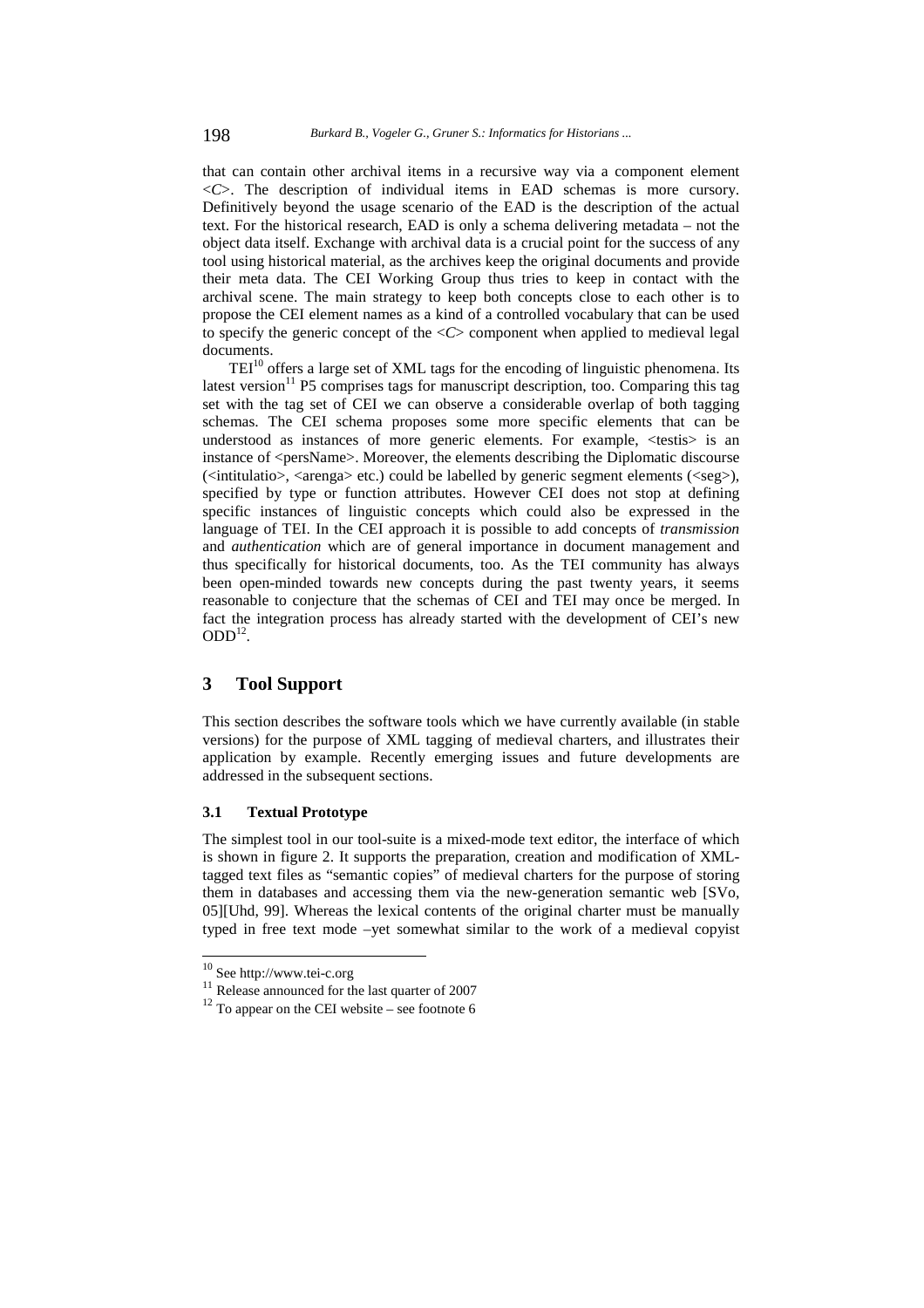that can contain other archival items in a recursive way via a component element <*C*>. The description of individual items in EAD schemas is more cursory. Definitively beyond the usage scenario of the EAD is the description of the actual text. For the historical research, EAD is only a schema delivering metadata – not the object data itself. Exchange with archival data is a crucial point for the success of any tool using historical material, as the archives keep the original documents and provide their meta data. The CEI Working Group thus tries to keep in contact with the archival scene. The main strategy to keep both concepts close to each other is to propose the CEI element names as a kind of a controlled vocabulary that can be used to specify the generic concept of the <*C*> component when applied to medieval legal documents.

TEI[10] offers a large set of XML tags for the encoding of linguistic phenomena. Its latest version[11] P5 comprises tags for manuscript description, too. Comparing this tag set with the tag set of CEI we can observe a considerable overlap of both tagging schemas. The CEI schema proposes some more specific elements that can be understood as instances of more generic elements. For example, <testis> is an instance of <persName>. Moreover, the elements describing the Diplomatic discourse (<intitulatio>, <arenga> etc.) could be labelled by generic segment elements (<seg>), specified by type or function attributes. However CEI does not stop at defining specific instances of linguistic concepts which could also be expressed in the language of TEI. In the CEI approach it is possible to add concepts of *transmission* and *authentication* which are of general importance in document management and thus specifically for historical documents, too. As the TEI community has always been open-minded towards new concepts during the past twenty years, it seems reasonable to conjecture that the schemas of CEI and TEI may once be merged. In fact the integration process has already started with the development of CEI's new ODD[12].

## 3 Tool Support

This section describes the software tools which we have currently available (in stable versions) for the purpose of XML tagging of medieval charters, and illustrates their application by example. Recently emerging issues and future developments are addressed in the subsequent sections.

### 3.1 Textual Prototype

The simplest tool in our tool-suite is a mixed-mode text editor, the interface of which is shown in figure 2. It supports the preparation, creation and modification of XML-tagged text files as "semantic copies" of medieval charters for the purpose of storing them in databases and accessing them via the new-generation semantic web [SVo, 05][Uhd, 99]. Whereas the lexical contents of the original charter must be manually typed in free text mode –yet somewhat similar to the work of a medieval copyist

---

[10] See http://www.tei-c.org

[11] Release announced for the last quarter of 2007

[12] To appear on the CEI website – see footnote 6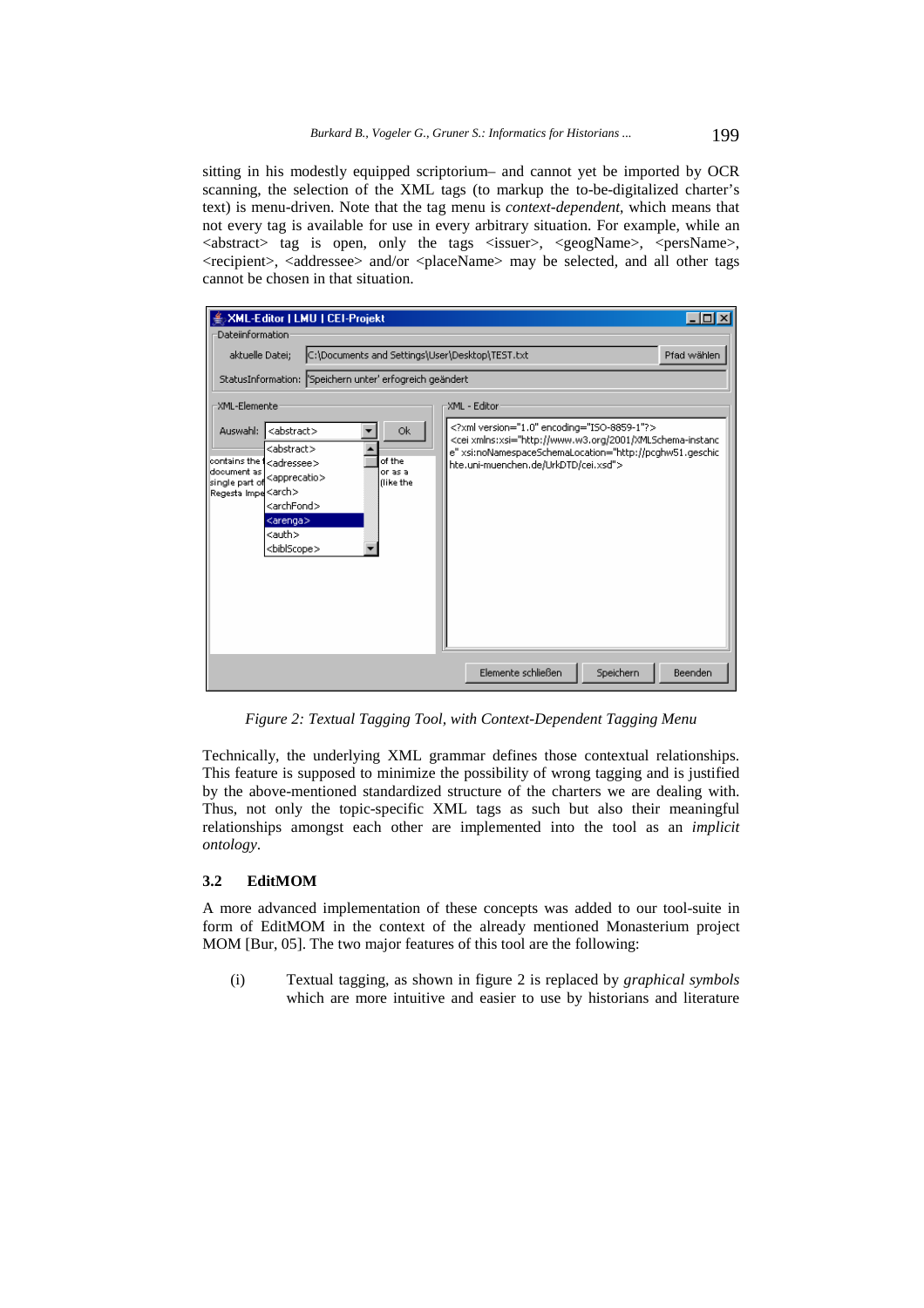sitting in his modestly equipped scriptorium– and cannot yet be imported by OCR scanning, the selection of the XML tags (to markup the to-be-digitalized charter's text) is menu-driven. Note that the tag menu is *context-dependent*, which means that not every tag is available for use in every arbitrary situation. For example, while an <abstract> tag is open, only the tags <issuer>, <geogName>, <persName>, <recipient>, <addressee> and/or <placeName> may be selected, and all other tags cannot be chosen in that situation.

*Figure 2: Textual Tagging Tool, with Context-Dependent Tagging Menu*

Technically, the underlying XML grammar defines those contextual relationships. This feature is supposed to minimize the possibility of wrong tagging and is justified by the above-mentioned standardized structure of the charters we are dealing with. Thus, not only the topic-specific XML tags as such but also their meaningful relationships amongst each other are implemented into the tool as an *implicit ontology*.

### 3.2 EditMOM

A more advanced implementation of these concepts was added to our tool-suite in form of EditMOM in the context of the already mentioned Monasterium project MOM [Bur, 05]. The two major features of this tool are the following:

(i) Textual tagging, as shown in figure 2 is replaced by *graphical symbols* which are more intuitive and easier to use by historians and literature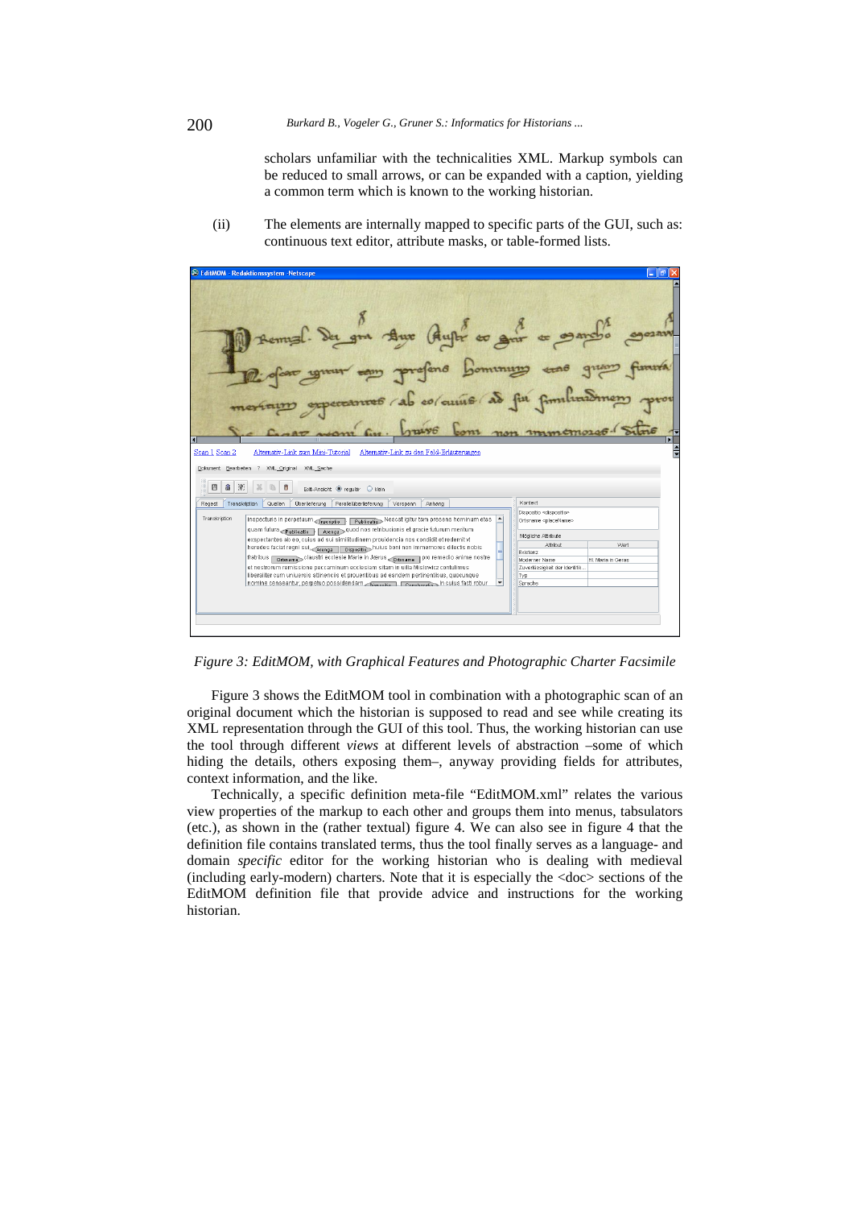scholars unfamiliar with the technicalities XML. Markup symbols can be reduced to small arrows, or can be expanded with a caption, yielding a common term which is known to the working historian.

(ii) The elements are internally mapped to specific parts of the GUI, such as: continuous text editor, attribute masks, or table-formed lists.

*Figure 3: EditMOM, with Graphical Features and Photographic Charter Facsimile*

Figure 3 shows the EditMOM tool in combination with a photographic scan of an original document which the historian is supposed to read and see while creating its XML representation through the GUI of this tool. Thus, the working historian can use the tool through different *views* at different levels of abstraction –some of which hiding the details, others exposing them–, anyway providing fields for attributes, context information, and the like.

Technically, a specific definition meta-file "EditMOM.xml" relates the various view properties of the markup to each other and groups them into menus, tabsulators (etc.), as shown in the (rather textual) figure 4. We can also see in figure 4 that the definition file contains translated terms, thus the tool finally serves as a language- and domain *specific* editor for the working historian who is dealing with medieval (including early-modern) charters. Note that it is especially the <doc> sections of the EditMOM definition file that provide advice and instructions for the working historian.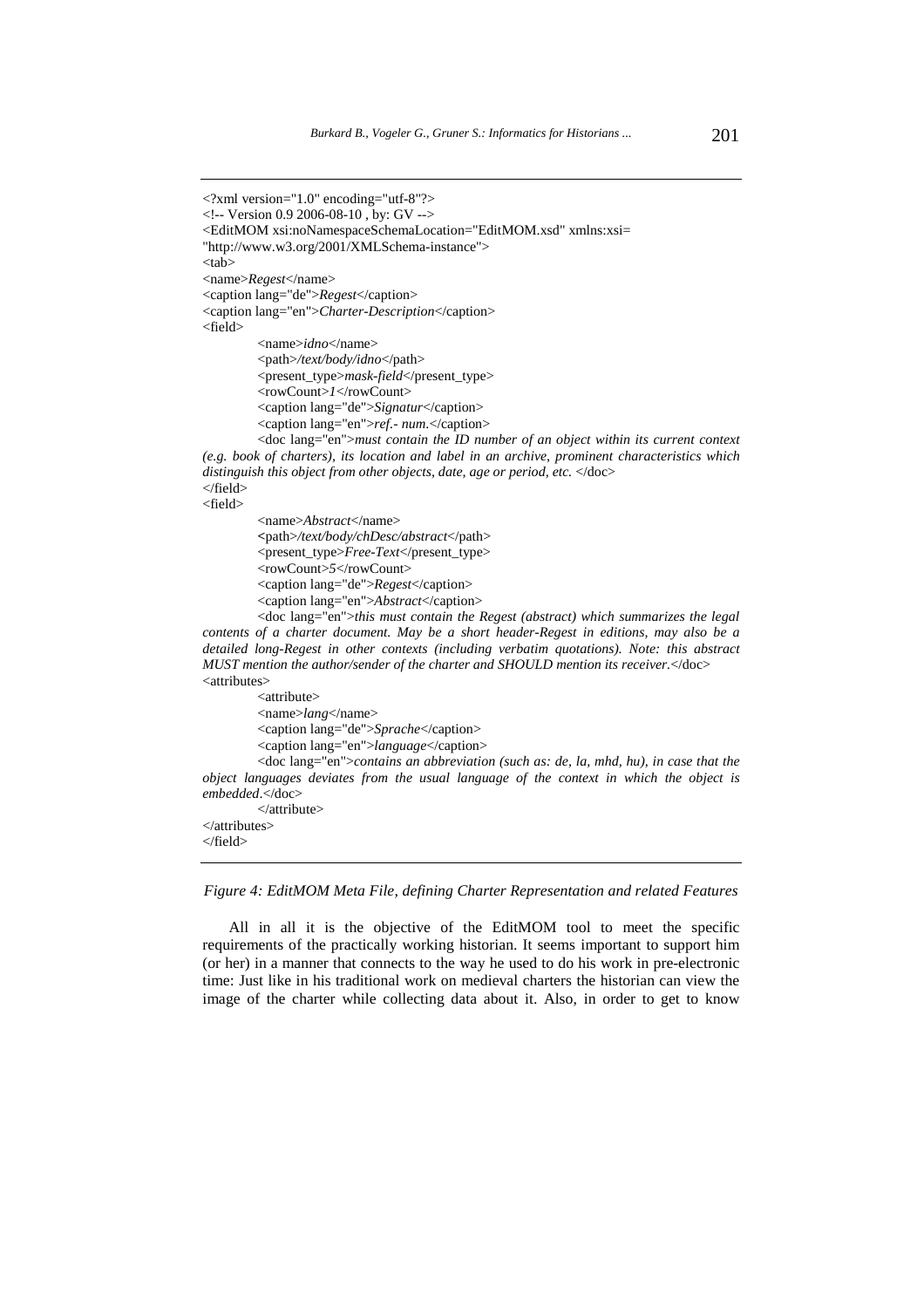```xml
<?xml version="1.0" encoding="utf-8"?>
<!-- Version 0.9 2006-08-10 , by: GV -->
<EditMOM xsi:noNamespaceSchemaLocation="EditMOM.xsd" xmlns:xsi=
"http://www.w3.org/2001/XMLSchema-instance">
<tab>
<name>Regest</name>
<caption lang="de">Regest</caption>
<caption lang="en">Charter-Description</caption>
<field>
        <name>idno</name>
        <path>/text/body/idno</path>
        <present_type>mask-field</present_type>
        <rowCount>1</rowCount>
        <caption lang="de">Signatur</caption>
        <caption lang="en">ref.- num.</caption>
        <doc lang="en">must contain the ID number of an object within its current context
(e.g. book of charters), its location and label in an archive, prominent characteristics which
distinguish this object from other objects, date, age or period, etc. </doc>
</field>
<field>
        <name>Abstract</name>
        <path>/text/body/chDesc/abstract</path>
        <present_type>Free-Text</present_type>
        <rowCount>5</rowCount>
        <caption lang="de">Regest</caption>
        <caption lang="en">Abstract</caption>
        <doc lang="en">this must contain the Regest (abstract) which summarizes the legal
contents of a charter document. May be a short header-Regest in editions, may also be a
detailed long-Regest in other contexts (including verbatim quotations). Note: this abstract
MUST mention the author/sender of the charter and SHOULD mention its receiver.</doc>
<attributes>
        <attribute>
        <name>lang</name>
        <caption lang="de">Sprache</caption>
        <caption lang="en">language</caption>
        <doc lang="en">contains an abbreviation (such as: de, la, mhd, hu), in case that the
object languages deviates from the usual language of the context in which the object is
embedded.</doc>
        </attribute>
</attributes>
</field>
```

*Figure 4: EditMOM Meta File, defining Charter Representation and related Features*

All in all it is the objective of the EditMOM tool to meet the specific requirements of the practically working historian. It seems important to support him (or her) in a manner that connects to the way he used to do his work in pre-electronic time: Just like in his traditional work on medieval charters the historian can view the image of the charter while collecting data about it. Also, in order to get to know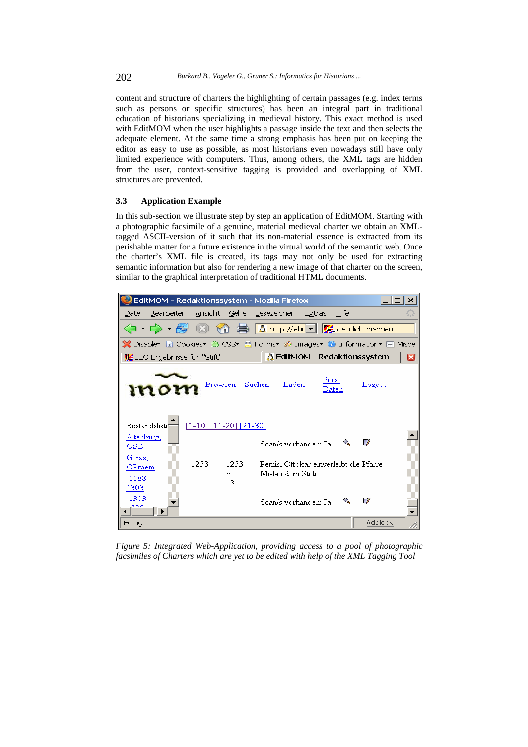content and structure of charters the highlighting of certain passages (e.g. index terms such as persons or specific structures) has been an integral part in traditional education of historians specializing in medieval history. This exact method is used with EditMOM when the user highlights a passage inside the text and then selects the adequate element. At the same time a strong emphasis has been put on keeping the editor as easy to use as possible, as most historians even nowadays still have only limited experience with computers. Thus, among others, the XML tags are hidden from the user, context-sensitive tagging is provided and overlapping of XML structures are prevented.

### 3.3 Application Example

In this sub-section we illustrate step by step an application of EditMOM. Starting with a photographic facsimile of a genuine, material medieval charter we obtain an XML-tagged ASCII-version of it such that its non-material essence is extracted from its perishable matter for a future existence in the virtual world of the semantic web. Once the charter's XML file is created, its tags may not only be used for extracting semantic information but also for rendering a new image of that charter on the screen, similar to the graphical interpretation of traditional HTML documents.

*Figure 5: Integrated Web-Application, providing access to a pool of photographic facsimiles of Charters which are yet to be edited with help of the XML Tagging Tool*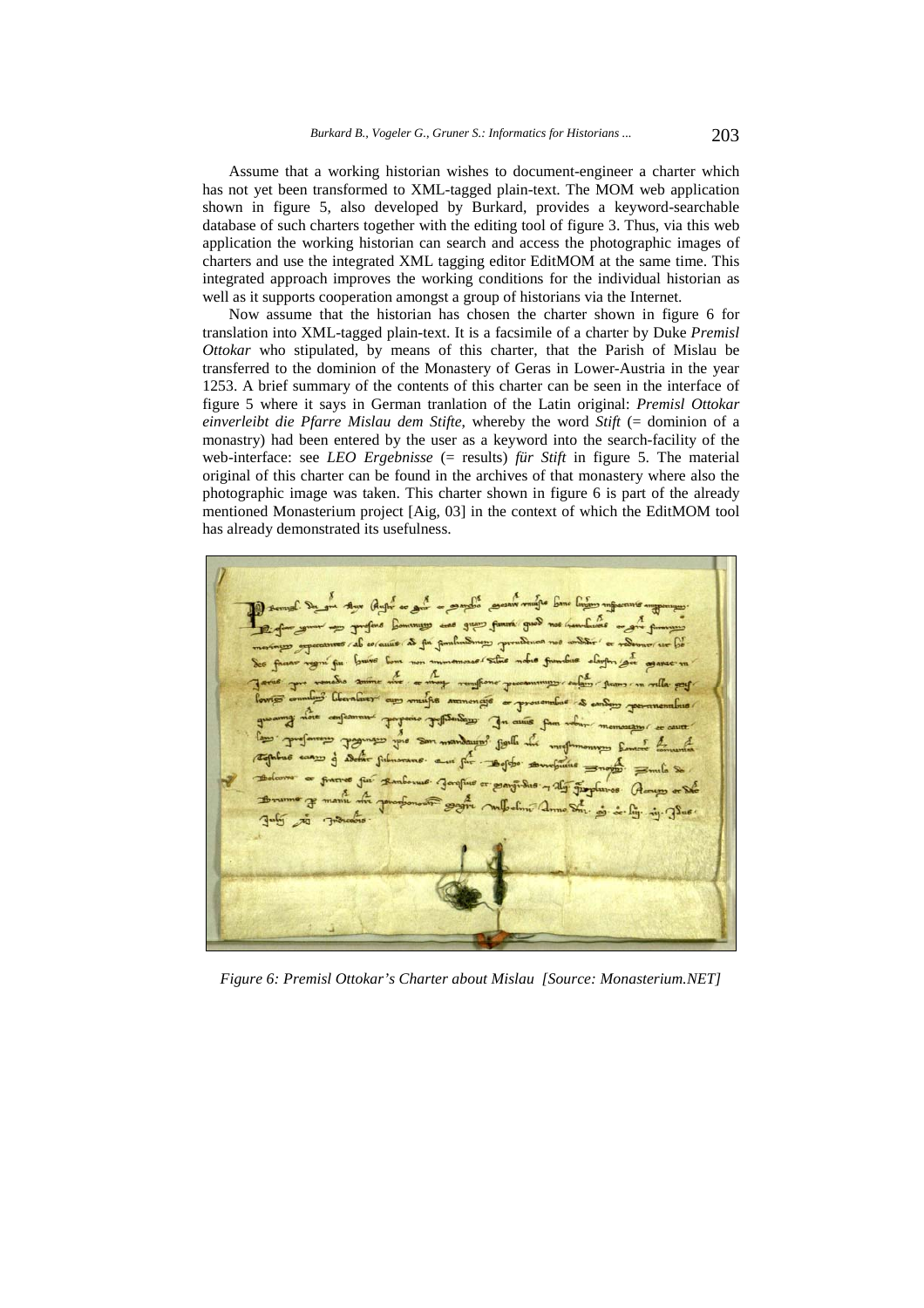Assume that a working historian wishes to document-engineer a charter which has not yet been transformed to XML-tagged plain-text. The MOM web application shown in figure 5, also developed by Burkard, provides a keyword-searchable database of such charters together with the editing tool of figure 3. Thus, via this web application the working historian can search and access the photographic images of charters and use the integrated XML tagging editor EditMOM at the same time. This integrated approach improves the working conditions for the individual historian as well as it supports cooperation amongst a group of historians via the Internet.

Now assume that the historian has chosen the charter shown in figure 6 for translation into XML-tagged plain-text. It is a facsimile of a charter by Duke *Premisl Ottokar* who stipulated, by means of this charter, that the Parish of Mislau be transferred to the dominion of the Monastery of Geras in Lower-Austria in the year 1253. A brief summary of the contents of this charter can be seen in the interface of figure 5 where it says in German tranlation of the Latin original: *Premisl Ottokar einverleibt die Pfarre Mislau dem Stifte*, whereby the word *Stift* (= dominion of a monastry) had been entered by the user as a keyword into the search-facility of the web-interface: see *LEO Ergebnisse* (= results) *für Stift* in figure 5. The material original of this charter can be found in the archives of that monastery where also the photographic image was taken. This charter shown in figure 6 is part of the already mentioned Monasterium project [Aig, 03] in the context of which the EditMOM tool has already demonstrated its usefulness.

*Figure 6: Premisl Ottokar's Charter about Mislau [Source: Monasterium.NET]*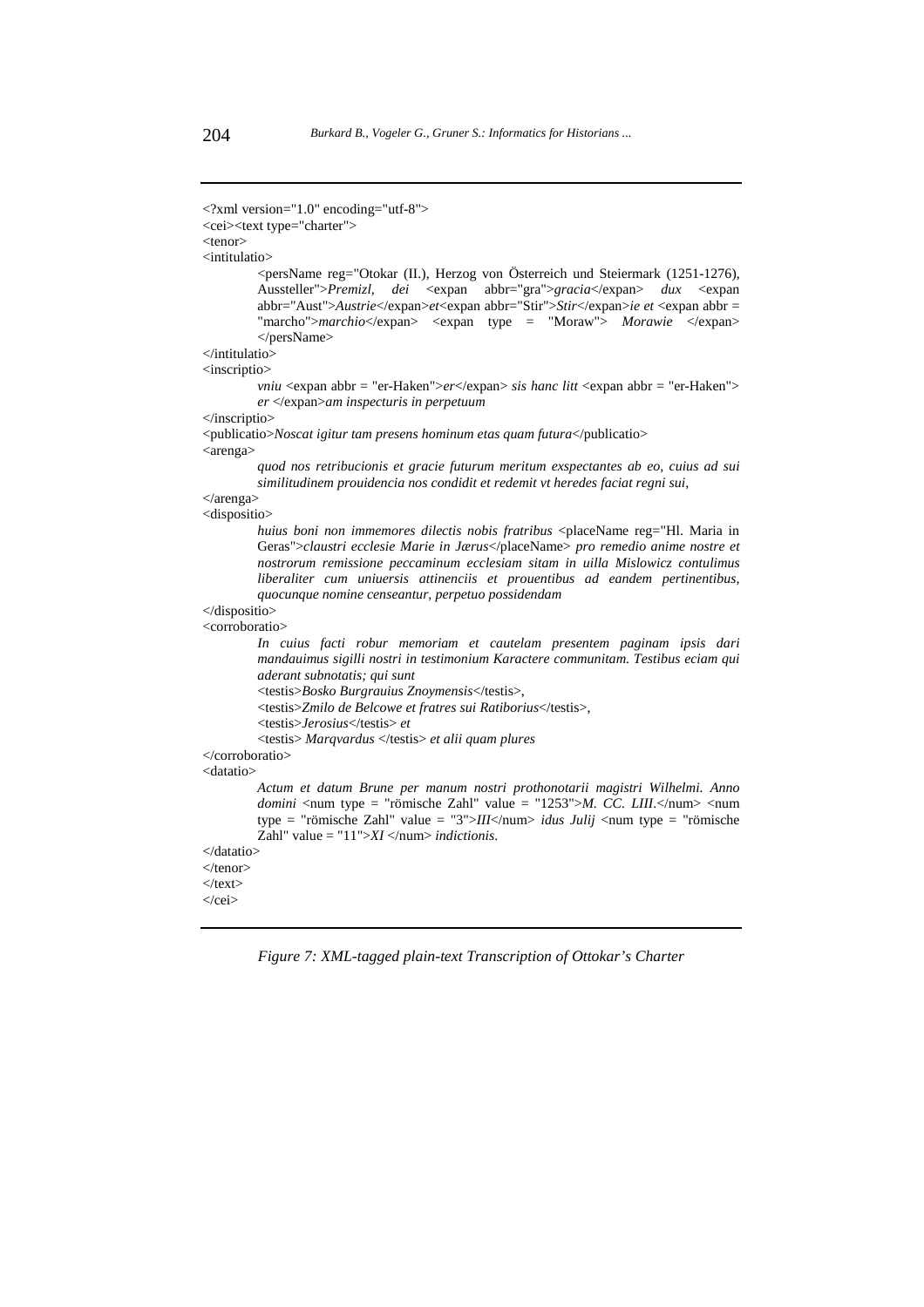```
<?xml version="1.0" encoding="utf-8">
<cei><text type="charter">
<tenor>
<intitulatio>
        <persName reg="Otokar (II.), Herzog von Österreich und Steiermark (1251-1276),
        Aussteller">Premizl, dei <expan abbr="gra">gracia</expan> dux <expan
        abbr="Aust">Austrie</expan>et<expan abbr="Stir">Stir</expan>ie et <expan abbr =
        "marcho">marchio</expan> <expan type = "Moraw"> Morawie </expan>
        </persName>
</intitulatio>
<inscriptio>
        vniu <expan abbr = "er-Haken">er</expan> sis hanc litt <expan abbr = "er-Haken">
        er </expan>am inspecturis in perpetuum
</inscriptio>
<publicatio>Noscat igitur tam presens hominum etas quam futura</publicatio>
<arenga>
        quod nos retribucionis et gracie futurum meritum exspectantes ab eo, cuius ad sui
        similitudinem prouidencia nos condidit et redemit vt heredes faciat regni sui,
</arenga>
<dispositio>
        huius boni non immemores dilectis nobis fratribus <placeName reg="Hl. Maria in
        Geras">claustri ecclesie Marie in Jærus</placeName> pro remedio anime nostre et
        nostrorum remissione peccaminum ecclesiam sitam in uilla Mislowicz contulimus
        liberaliter cum uniuersis attinenciis et prouentibus ad eandem pertinentibus,
        quocunque nomine censeantur, perpetuo possidendam
</dispositio>
<corroboratio>
        In cuius facti robur memoriam et cautelam presentem paginam ipsis dari
        mandauimus sigilli nostri in testimonium Karactere communitam. Testibus eciam qui
        aderant subnotatis; qui sunt
        <testis>Bosko Burgrauius Znoymensis</testis>,
        <testis>Zmilo de Belcowe et fratres sui Ratiborius</testis>,
        <testis>Jerosius</testis> et
        <testis> Marqvardus </testis> et alii quam plures
</corroboratio>
<datatio>
        Actum et datum Brune per manum nostri prothonotarii magistri Wilhelmi. Anno
        domini <num type = "römische Zahl" value = "1253">M. CC. LIII.</num> <num
        type = "römische Zahl" value = "3">III</num> idus Julij <num type = "römische
        Zahl" value = "11">XI </num> indictionis.
</datatio>
</tenor>
</text>
</cei>
```

*Figure 7: XML-tagged plain-text Transcription of Ottokar's Charter*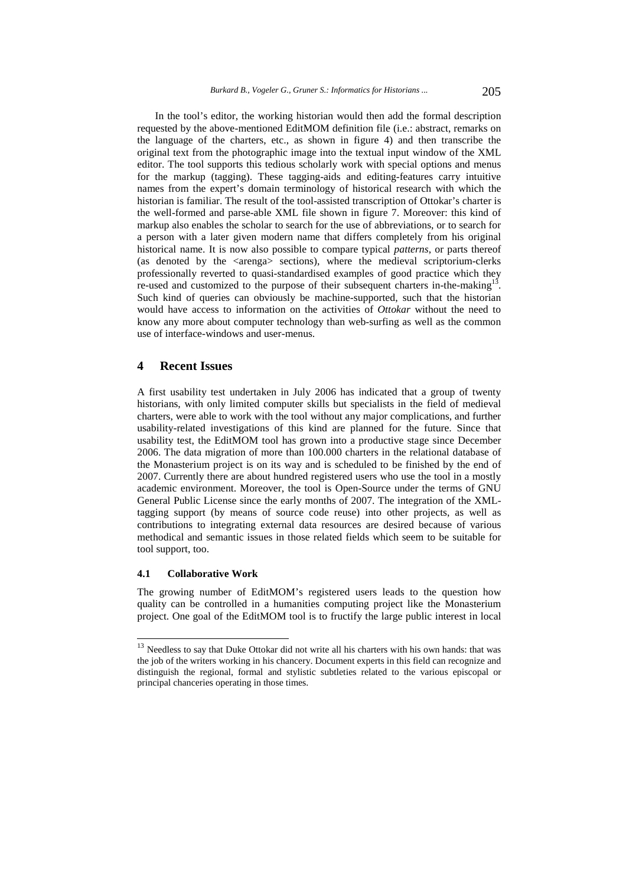In the tool's editor, the working historian would then add the formal description requested by the above-mentioned EditMOM definition file (i.e.: abstract, remarks on the language of the charters, etc., as shown in figure 4) and then transcribe the original text from the photographic image into the textual input window of the XML editor. The tool supports this tedious scholarly work with special options and menus for the markup (tagging). These tagging-aids and editing-features carry intuitive names from the expert's domain terminology of historical research with which the historian is familiar. The result of the tool-assisted transcription of Ottokar's charter is the well-formed and parse-able XML file shown in figure 7. Moreover: this kind of markup also enables the scholar to search for the use of abbreviations, or to search for a person with a later given modern name that differs completely from his original historical name. It is now also possible to compare typical *patterns*, or parts thereof (as denoted by the <arenga> sections), where the medieval scriptorium-clerks professionally reverted to quasi-standardised examples of good practice which they re-used and customized to the purpose of their subsequent charters in-the-making[13]. Such kind of queries can obviously be machine-supported, such that the historian would have access to information on the activities of *Ottokar* without the need to know any more about computer technology than web-surfing as well as the common use of interface-windows and user-menus.

## 4 Recent Issues

A first usability test undertaken in July 2006 has indicated that a group of twenty historians, with only limited computer skills but specialists in the field of medieval charters, were able to work with the tool without any major complications, and further usability-related investigations of this kind are planned for the future. Since that usability test, the EditMOM tool has grown into a productive stage since December 2006. The data migration of more than 100.000 charters in the relational database of the Monasterium project is on its way and is scheduled to be finished by the end of 2007. Currently there are about hundred registered users who use the tool in a mostly academic environment. Moreover, the tool is Open-Source under the terms of GNU General Public License since the early months of 2007. The integration of the XML-tagging support (by means of source code reuse) into other projects, as well as contributions to integrating external data resources are desired because of various methodical and semantic issues in those related fields which seem to be suitable for tool support, too.

### 4.1 Collaborative Work

The growing number of EditMOM's registered users leads to the question how quality can be controlled in a humanities computing project like the Monasterium project. One goal of the EditMOM tool is to fructify the large public interest in local

---

[13] Needless to say that Duke Ottokar did not write all his charters with his own hands: that was the job of the writers working in his chancery. Document experts in this field can recognize and distinguish the regional, formal and stylistic subtleties related to the various episcopal or principal chanceries operating in those times.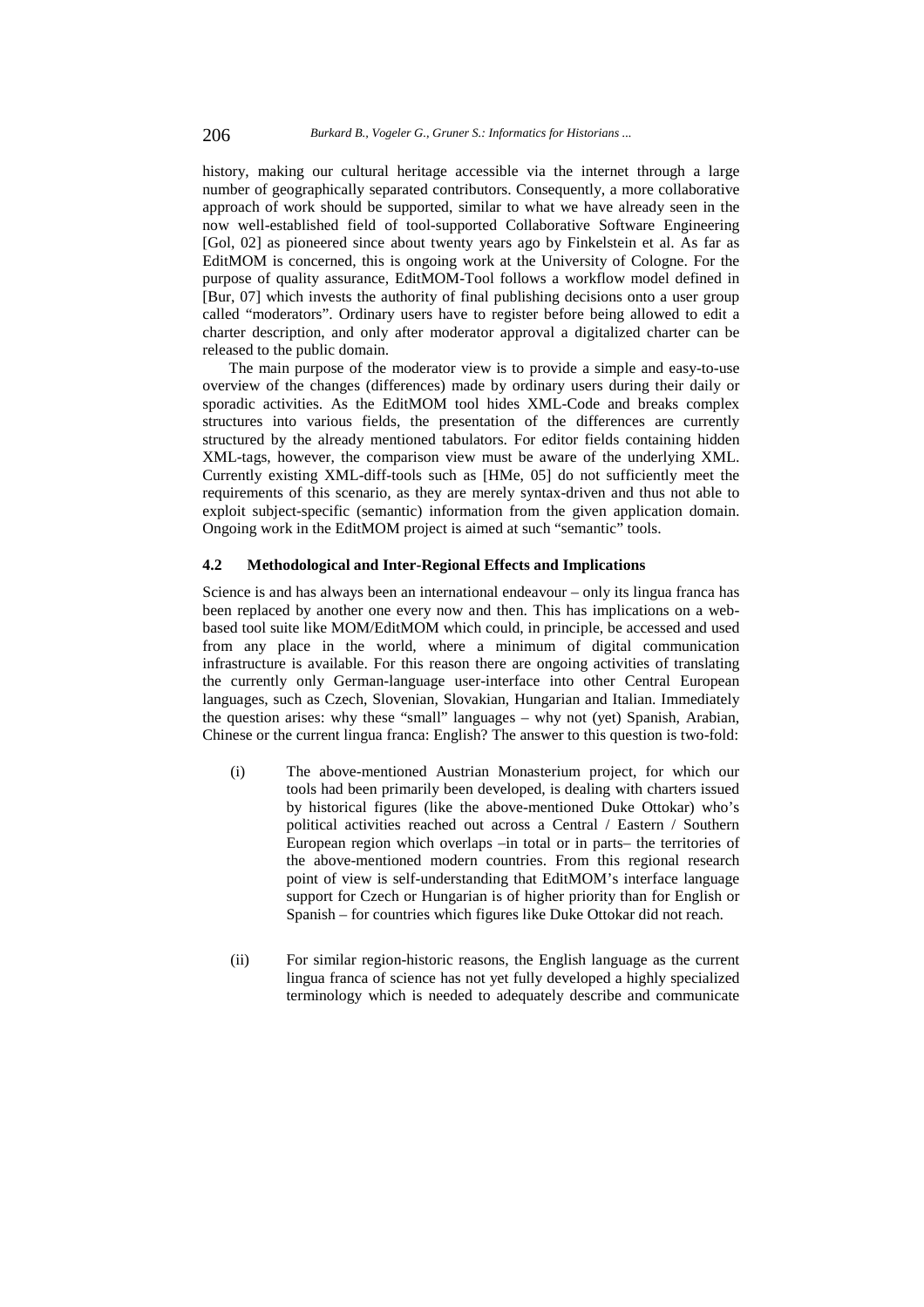history, making our cultural heritage accessible via the internet through a large number of geographically separated contributors. Consequently, a more collaborative approach of work should be supported, similar to what we have already seen in the now well-established field of tool-supported Collaborative Software Engineering [Gol, 02] as pioneered since about twenty years ago by Finkelstein et al. As far as EditMOM is concerned, this is ongoing work at the University of Cologne. For the purpose of quality assurance, EditMOM-Tool follows a workflow model defined in [Bur, 07] which invests the authority of final publishing decisions onto a user group called "moderators". Ordinary users have to register before being allowed to edit a charter description, and only after moderator approval a digitalized charter can be released to the public domain.

The main purpose of the moderator view is to provide a simple and easy-to-use overview of the changes (differences) made by ordinary users during their daily or sporadic activities. As the EditMOM tool hides XML-Code and breaks complex structures into various fields, the presentation of the differences are currently structured by the already mentioned tabulators. For editor fields containing hidden XML-tags, however, the comparison view must be aware of the underlying XML. Currently existing XML-diff-tools such as [HMe, 05] do not sufficiently meet the requirements of this scenario, as they are merely syntax-driven and thus not able to exploit subject-specific (semantic) information from the given application domain. Ongoing work in the EditMOM project is aimed at such "semantic" tools.

### 4.2 Methodological and Inter-Regional Effects and Implications

Science is and has always been an international endeavour – only its lingua franca has been replaced by another one every now and then. This has implications on a web-based tool suite like MOM/EditMOM which could, in principle, be accessed and used from any place in the world, where a minimum of digital communication infrastructure is available. For this reason there are ongoing activities of translating the currently only German-language user-interface into other Central European languages, such as Czech, Slovenian, Slovakian, Hungarian and Italian. Immediately the question arises: why these "small" languages – why not (yet) Spanish, Arabian, Chinese or the current lingua franca: English? The answer to this question is two-fold:

(i) The above-mentioned Austrian Monasterium project, for which our tools had been primarily been developed, is dealing with charters issued by historical figures (like the above-mentioned Duke Ottokar) who's political activities reached out across a Central / Eastern / Southern European region which overlaps –in total or in parts– the territories of the above-mentioned modern countries. From this regional research point of view is self-understanding that EditMOM's interface language support for Czech or Hungarian is of higher priority than for English or Spanish – for countries which figures like Duke Ottokar did not reach.

(ii) For similar region-historic reasons, the English language as the current lingua franca of science has not yet fully developed a highly specialized terminology which is needed to adequately describe and communicate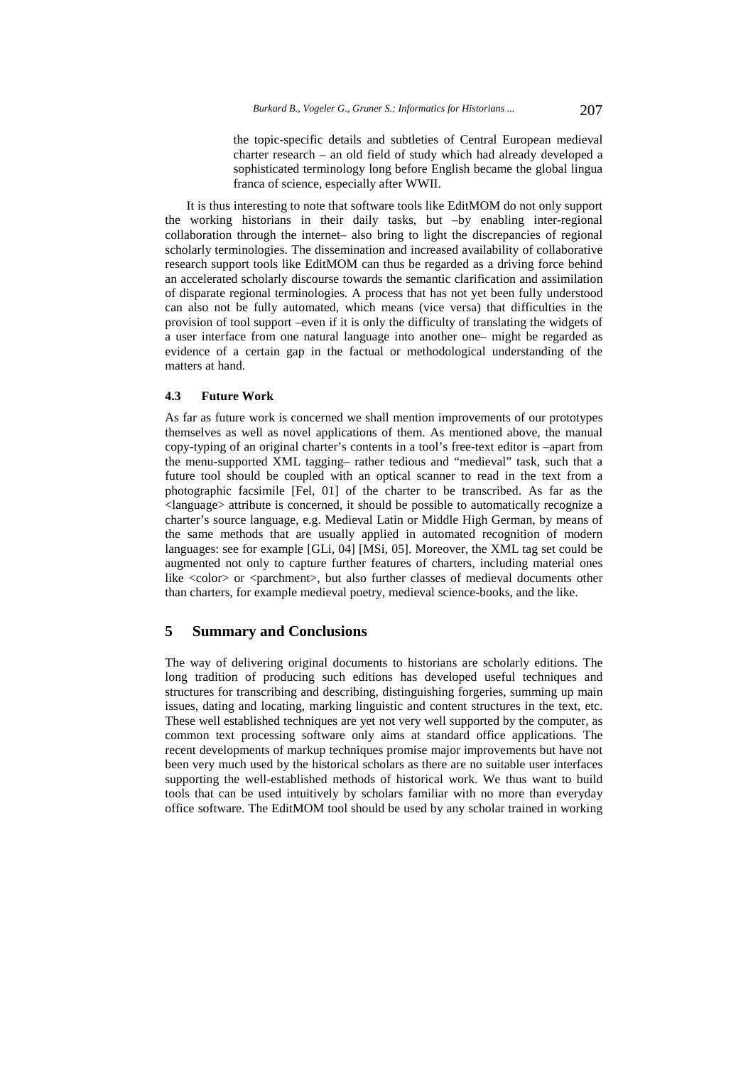the topic-specific details and subtleties of Central European medieval charter research – an old field of study which had already developed a sophisticated terminology long before English became the global lingua franca of science, especially after WWII.

It is thus interesting to note that software tools like EditMOM do not only support the working historians in their daily tasks, but –by enabling inter-regional collaboration through the internet– also bring to light the discrepancies of regional scholarly terminologies. The dissemination and increased availability of collaborative research support tools like EditMOM can thus be regarded as a driving force behind an accelerated scholarly discourse towards the semantic clarification and assimilation of disparate regional terminologies. A process that has not yet been fully understood can also not be fully automated, which means (vice versa) that difficulties in the provision of tool support –even if it is only the difficulty of translating the widgets of a user interface from one natural language into another one– might be regarded as evidence of a certain gap in the factual or methodological understanding of the matters at hand.

### 4.3 Future Work

As far as future work is concerned we shall mention improvements of our prototypes themselves as well as novel applications of them. As mentioned above, the manual copy-typing of an original charter's contents in a tool's free-text editor is –apart from the menu-supported XML tagging– rather tedious and "medieval" task, such that a future tool should be coupled with an optical scanner to read in the text from a photographic facsimile [Fel, 01] of the charter to be transcribed. As far as the <language> attribute is concerned, it should be possible to automatically recognize a charter's source language, e.g. Medieval Latin or Middle High German, by means of the same methods that are usually applied in automated recognition of modern languages: see for example [GLi, 04] [MSi, 05]. Moreover, the XML tag set could be augmented not only to capture further features of charters, including material ones like <color> or <parchment>, but also further classes of medieval documents other than charters, for example medieval poetry, medieval science-books, and the like.

## 5 Summary and Conclusions

The way of delivering original documents to historians are scholarly editions. The long tradition of producing such editions has developed useful techniques and structures for transcribing and describing, distinguishing forgeries, summing up main issues, dating and locating, marking linguistic and content structures in the text, etc. These well established techniques are yet not very well supported by the computer, as common text processing software only aims at standard office applications. The recent developments of markup techniques promise major improvements but have not been very much used by the historical scholars as there are no suitable user interfaces supporting the well-established methods of historical work. We thus want to build tools that can be used intuitively by scholars familiar with no more than everyday office software. The EditMOM tool should be used by any scholar trained in working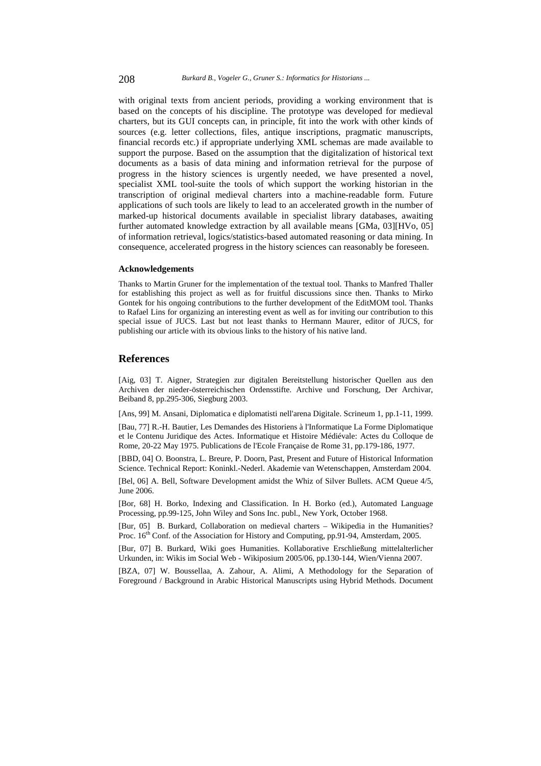with original texts from ancient periods, providing a working environment that is based on the concepts of his discipline. The prototype was developed for medieval charters, but its GUI concepts can, in principle, fit into the work with other kinds of sources (e.g. letter collections, files, antique inscriptions, pragmatic manuscripts, financial records etc.) if appropriate underlying XML schemas are made available to support the purpose. Based on the assumption that the digitalization of historical text documents as a basis of data mining and information retrieval for the purpose of progress in the history sciences is urgently needed, we have presented a novel, specialist XML tool-suite the tools of which support the working historian in the transcription of original medieval charters into a machine-readable form. Future applications of such tools are likely to lead to an accelerated growth in the number of marked-up historical documents available in specialist library databases, awaiting further automated knowledge extraction by all available means [GMa, 03][HVo, 05] of information retrieval, logics/statistics-based automated reasoning or data mining. In consequence, accelerated progress in the history sciences can reasonably be foreseen.

#### Acknowledgements

Thanks to Martin Gruner for the implementation of the textual tool. Thanks to Manfred Thaller for establishing this project as well as for fruitful discussions since then. Thanks to Mirko Gontek for his ongoing contributions to the further development of the EditMOM tool. Thanks to Rafael Lins for organizing an interesting event as well as for inviting our contribution to this special issue of JUCS. Last but not least thanks to Hermann Maurer, editor of JUCS, for publishing our article with its obvious links to the history of his native land.

## References

[Aig, 03] T. Aigner, Strategien zur digitalen Bereitstellung historischer Quellen aus den Archiven der nieder-österreichischen Ordensstifte. Archive und Forschung, Der Archivar, Beiband 8, pp.295-306, Siegburg 2003.

[Ans, 99] M. Ansani, Diplomatica e diplomatisti nell'arena Digitale. Scrineum 1, pp.1-11, 1999.

[Bau, 77] R.-H. Bautier, Les Demandes des Historiens à l'Informatique La Forme Diplomatique et le Contenu Juridique des Actes. Informatique et Histoire Médiévale: Actes du Colloque de Rome, 20-22 May 1975. Publications de l'Ecole Française de Rome 31, pp.179-186, 1977.

[BBD, 04] O. Boonstra, L. Breure, P. Doorn, Past, Present and Future of Historical Information Science. Technical Report: Koninkl.-Nederl. Akademie van Wetenschappen, Amsterdam 2004.

[Bel, 06] A. Bell, Software Development amidst the Whiz of Silver Bullets. ACM Queue 4/5, June 2006.

[Bor, 68] H. Borko, Indexing and Classification. In H. Borko (ed.), Automated Language Processing, pp.99-125, John Wiley and Sons Inc. publ., New York, October 1968.

[Bur, 05] B. Burkard, Collaboration on medieval charters – Wikipedia in the Humanities? Proc. 16th Conf. of the Association for History and Computing, pp.91-94, Amsterdam, 2005.

[Bur, 07] B. Burkard, Wiki goes Humanities. Kollaborative Erschließung mittelalterlicher Urkunden, in: Wikis im Social Web - Wikiposium 2005/06, pp.130-144, Wien/Vienna 2007.

[BZA, 07] W. Boussellaa, A. Zahour, A. Alimi, A Methodology for the Separation of Foreground / Background in Arabic Historical Manuscripts using Hybrid Methods. Document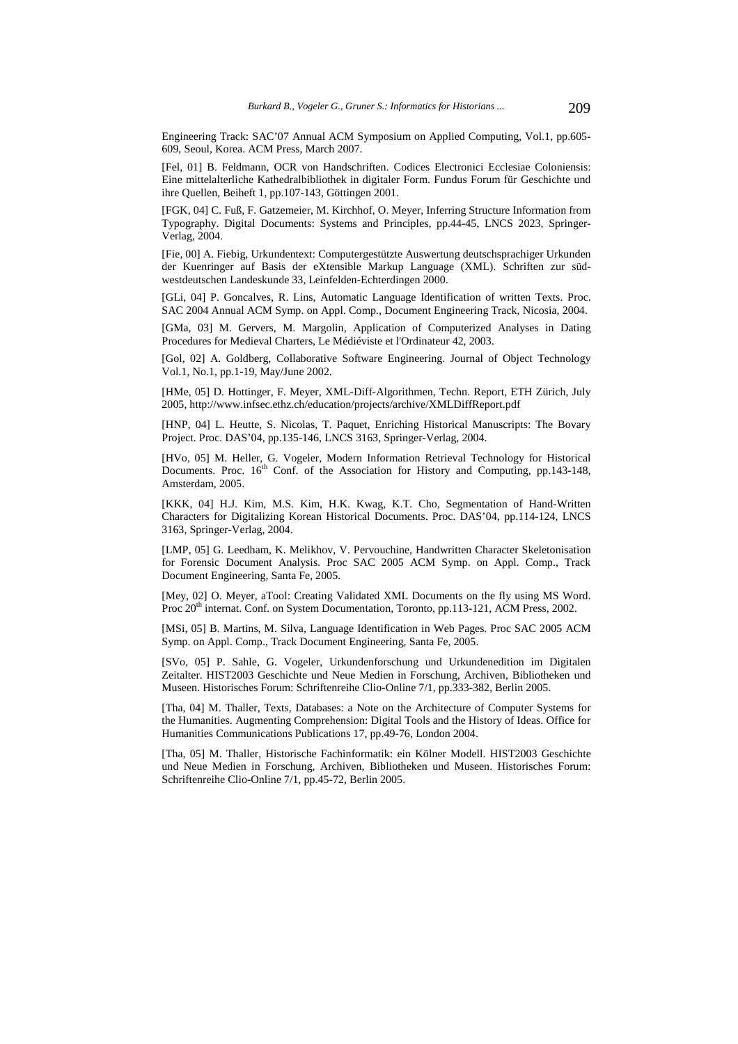Engineering Track: SAC'07 Annual ACM Symposium on Applied Computing, Vol.1, pp.605-609, Seoul, Korea. ACM Press, March 2007.

[Fel, 01] B. Feldmann, OCR von Handschriften. Codices Electronici Ecclesiae Coloniensis: Eine mittelalterliche Kathedralbibliothek in digitaler Form. Fundus Forum für Geschichte und ihre Quellen, Beiheft 1, pp.107-143, Göttingen 2001.

[FGK, 04] C. Fuß, F. Gatzemeier, M. Kirchhof, O. Meyer, Inferring Structure Information from Typography. Digital Documents: Systems and Principles, pp.44-45, LNCS 2023, Springer-Verlag, 2004.

[Fie, 00] A. Fiebig, Urkundentext: Computergestützte Auswertung deutschsprachiger Urkunden der Kuenringer auf Basis der eXtensible Markup Language (XML). Schriften zur südwestdeutschen Landeskunde 33, Leinfelden-Echterdingen 2000.

[GLi, 04] P. Goncalves, R. Lins, Automatic Language Identification of written Texts. Proc. SAC 2004 Annual ACM Symp. on Appl. Comp., Document Engineering Track, Nicosia, 2004.

[GMa, 03] M. Gervers, M. Margolin, Application of Computerized Analyses in Dating Procedures for Medieval Charters, Le Médiéviste et l'Ordinateur 42, 2003.

[Gol, 02] A. Goldberg, Collaborative Software Engineering. Journal of Object Technology Vol.1, No.1, pp.1-19, May/June 2002.

[HMe, 05] D. Hottinger, F. Meyer, XML-Diff-Algorithmen, Techn. Report, ETH Zürich, July 2005, http://www.infsec.ethz.ch/education/projects/archive/XMLDiffReport.pdf

[HNP, 04] L. Heutte, S. Nicolas, T. Paquet, Enriching Historical Manuscripts: The Bovary Project. Proc. DAS'04, pp.135-146, LNCS 3163, Springer-Verlag, 2004.

[HVo, 05] M. Heller, G. Vogeler, Modern Information Retrieval Technology for Historical Documents. Proc. 16th Conf. of the Association for History and Computing, pp.143-148, Amsterdam, 2005.

[KKK, 04] H.J. Kim, M.S. Kim, H.K. Kwag, K.T. Cho, Segmentation of Hand-Written Characters for Digitalizing Korean Historical Documents. Proc. DAS'04, pp.114-124, LNCS 3163, Springer-Verlag, 2004.

[LMP, 05] G. Leedham, K. Melikhov, V. Pervouchine, Handwritten Character Skeletonisation for Forensic Document Analysis. Proc SAC 2005 ACM Symp. on Appl. Comp., Track Document Engineering, Santa Fe, 2005.

[Mey, 02] O. Meyer, aTool: Creating Validated XML Documents on the fly using MS Word. Proc 20th internat. Conf. on System Documentation, Toronto, pp.113-121, ACM Press, 2002.

[MSi, 05] B. Martins, M. Silva, Language Identification in Web Pages. Proc SAC 2005 ACM Symp. on Appl. Comp., Track Document Engineering, Santa Fe, 2005.

[SVo, 05] P. Sahle, G. Vogeler, Urkundenforschung und Urkundenedition im Digitalen Zeitalter. HIST2003 Geschichte und Neue Medien in Forschung, Archiven, Bibliotheken und Museen. Historisches Forum: Schriftenreihe Clio-Online 7/1, pp.333-382, Berlin 2005.

[Tha, 04] M. Thaller, Texts, Databases: a Note on the Architecture of Computer Systems for the Humanities. Augmenting Comprehension: Digital Tools and the History of Ideas. Office for Humanities Communications Publications 17, pp.49-76, London 2004.

[Tha, 05] M. Thaller, Historische Fachinformatik: ein Kölner Modell. HIST2003 Geschichte und Neue Medien in Forschung, Archiven, Bibliotheken und Museen. Historisches Forum: Schriftenreihe Clio-Online 7/1, pp.45-72, Berlin 2005.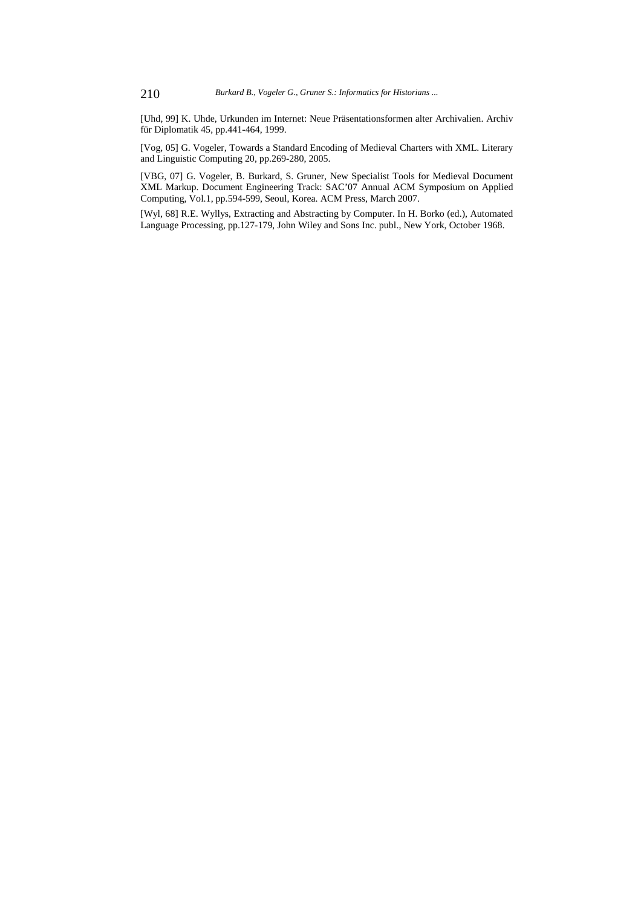[Uhd, 99] K. Uhde, Urkunden im Internet: Neue Präsentationsformen alter Archivalien. Archiv für Diplomatik 45, pp.441-464, 1999.

[Vog, 05] G. Vogeler, Towards a Standard Encoding of Medieval Charters with XML. Literary and Linguistic Computing 20, pp.269-280, 2005.

[VBG, 07] G. Vogeler, B. Burkard, S. Gruner, New Specialist Tools for Medieval Document XML Markup. Document Engineering Track: SAC'07 Annual ACM Symposium on Applied Computing, Vol.1, pp.594-599, Seoul, Korea. ACM Press, March 2007.

[Wyl, 68] R.E. Wyllys, Extracting and Abstracting by Computer. In H. Borko (ed.), Automated Language Processing, pp.127-179, John Wiley and Sons Inc. publ., New York, October 1968.